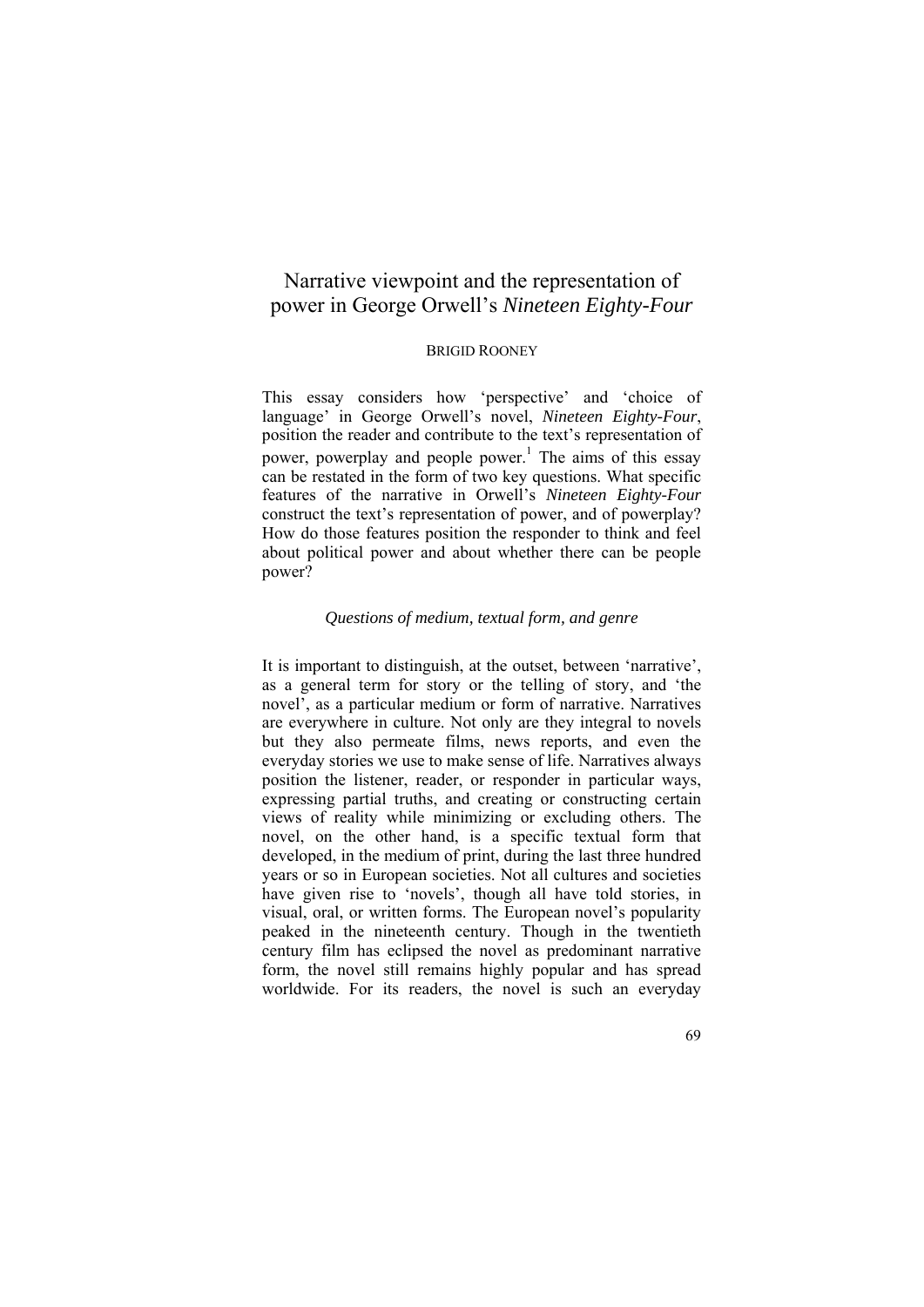# Narrative viewpoint and the representation of power in George Orwell's *Nineteen Eighty-Four*

BRIGID ROONEY

This essay considers how 'perspective' and 'choice of language' in George Orwell's novel, *Nineteen Eighty-Four*, position the reader and contribute to the text's representation of power, powerplay and people power.[1] The aims of this essay can be restated in the form of two key questions. What specific features of the narrative in Orwell's *Nineteen Eighty-Four* construct the text's representation of power, and of powerplay? How do those features position the responder to think and feel about political power and about whether there can be people power?

### *Questions of medium, textual form, and genre*

It is important to distinguish, at the outset, between 'narrative', as a general term for story or the telling of story, and 'the novel', as a particular medium or form of narrative. Narratives are everywhere in culture. Not only are they integral to novels but they also permeate films, news reports, and even the everyday stories we use to make sense of life. Narratives always position the listener, reader, or responder in particular ways, expressing partial truths, and creating or constructing certain views of reality while minimizing or excluding others. The novel, on the other hand, is a specific textual form that developed, in the medium of print, during the last three hundred years or so in European societies. Not all cultures and societies have given rise to 'novels', though all have told stories, in visual, oral, or written forms. The European novel's popularity peaked in the nineteenth century. Though in the twentieth century film has eclipsed the novel as predominant narrative form, the novel still remains highly popular and has spread worldwide. For its readers, the novel is such an everyday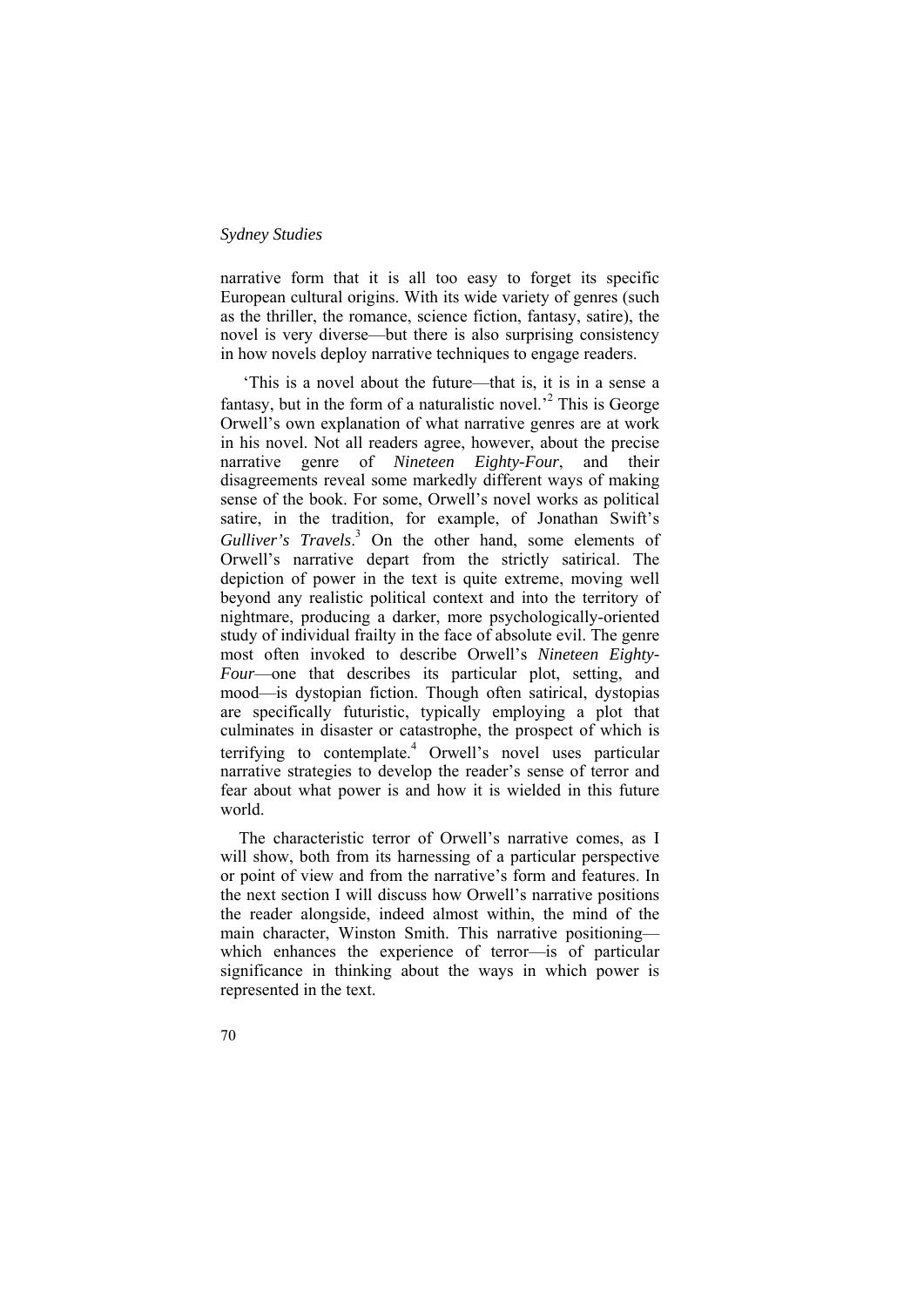narrative form that it is all too easy to forget its specific European cultural origins. With its wide variety of genres (such as the thriller, the romance, science fiction, fantasy, satire), the novel is very diverse—but there is also surprising consistency in how novels deploy narrative techniques to engage readers.

'This is a novel about the future—that is, it is in a sense a fantasy, but in the form of a naturalistic novel.'[2] This is George Orwell's own explanation of what narrative genres are at work in his novel. Not all readers agree, however, about the precise narrative genre of *Nineteen Eighty-Four*, and their disagreements reveal some markedly different ways of making sense of the book. For some, Orwell's novel works as political satire, in the tradition, for example, of Jonathan Swift's *Gulliver's Travels*.[3] On the other hand, some elements of Orwell's narrative depart from the strictly satirical. The depiction of power in the text is quite extreme, moving well beyond any realistic political context and into the territory of nightmare, producing a darker, more psychologically-oriented study of individual frailty in the face of absolute evil. The genre most often invoked to describe Orwell's *Nineteen Eighty-Four*—one that describes its particular plot, setting, and mood—is dystopian fiction. Though often satirical, dystopias are specifically futuristic, typically employing a plot that culminates in disaster or catastrophe, the prospect of which is terrifying to contemplate.[4] Orwell's novel uses particular narrative strategies to develop the reader's sense of terror and fear about what power is and how it is wielded in this future world.

The characteristic terror of Orwell's narrative comes, as I will show, both from its harnessing of a particular perspective or point of view and from the narrative's form and features. In the next section I will discuss how Orwell's narrative positions the reader alongside, indeed almost within, the mind of the main character, Winston Smith. This narrative positioning—which enhances the experience of terror—is of particular significance in thinking about the ways in which power is represented in the text.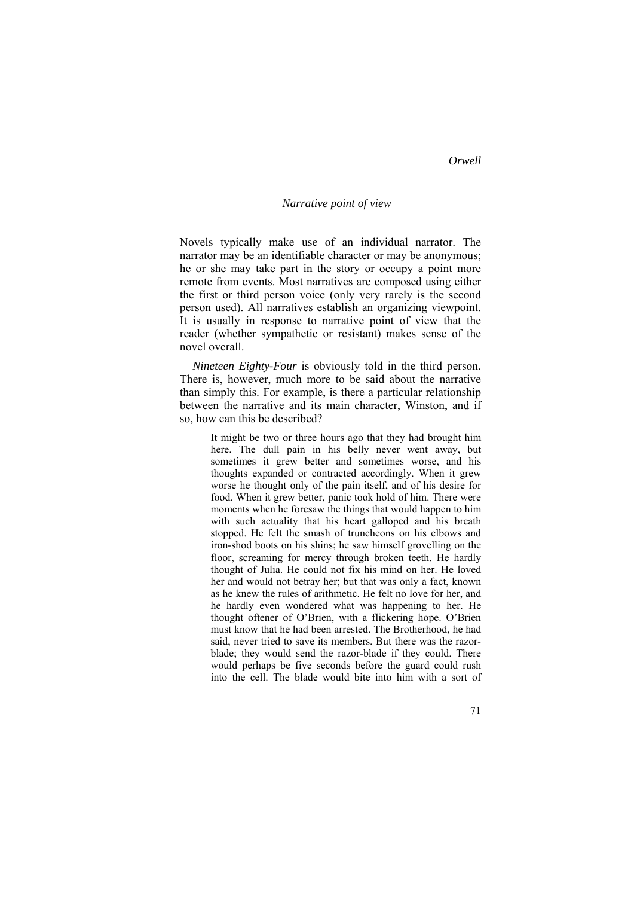## *Narrative point of view*

Novels typically make use of an individual narrator. The narrator may be an identifiable character or may be anonymous; he or she may take part in the story or occupy a point more remote from events. Most narratives are composed using either the first or third person voice (only very rarely is the second person used). All narratives establish an organizing viewpoint. It is usually in response to narrative point of view that the reader (whether sympathetic or resistant) makes sense of the novel overall.

*Nineteen Eighty-Four* is obviously told in the third person. There is, however, much more to be said about the narrative than simply this. For example, is there a particular relationship between the narrative and its main character, Winston, and if so, how can this be described?

> It might be two or three hours ago that they had brought him here. The dull pain in his belly never went away, but sometimes it grew better and sometimes worse, and his thoughts expanded or contracted accordingly. When it grew worse he thought only of the pain itself, and of his desire for food. When it grew better, panic took hold of him. There were moments when he foresaw the things that would happen to him with such actuality that his heart galloped and his breath stopped. He felt the smash of truncheons on his elbows and iron-shod boots on his shins; he saw himself grovelling on the floor, screaming for mercy through broken teeth. He hardly thought of Julia. He could not fix his mind on her. He loved her and would not betray her; but that was only a fact, known as he knew the rules of arithmetic. He felt no love for her, and he hardly even wondered what was happening to her. He thought oftener of O'Brien, with a flickering hope. O'Brien must know that he had been arrested. The Brotherhood, he had said, never tried to save its members. But there was the razor-blade; they would send the razor-blade if they could. There would perhaps be five seconds before the guard could rush into the cell. The blade would bite into him with a sort of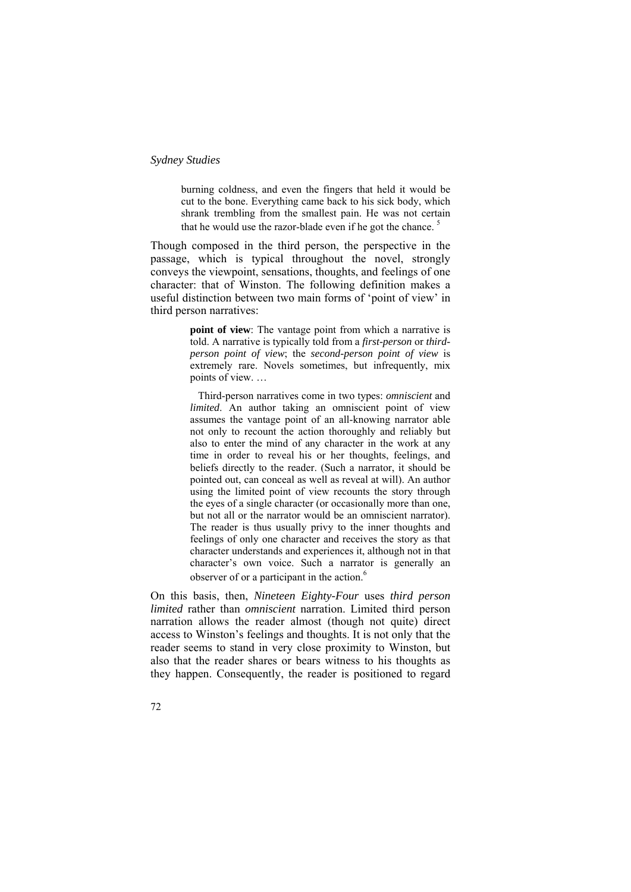> burning coldness, and even the fingers that held it would be cut to the bone. Everything came back to his sick body, which shrank trembling from the smallest pain. He was not certain that he would use the razor-blade even if he got the chance. [5]

Though composed in the third person, the perspective in the passage, which is typical throughout the novel, strongly conveys the viewpoint, sensations, thoughts, and feelings of one character: that of Winston. The following definition makes a useful distinction between two main forms of 'point of view' in third person narratives:

> **point of view**: The vantage point from which a narrative is told. A narrative is typically told from a *first-person* or *third-person point of view*; the *second-person point of view* is extremely rare. Novels sometimes, but infrequently, mix points of view. …
>
> Third-person narratives come in two types: *omniscient* and *limited*. An author taking an omniscient point of view assumes the vantage point of an all-knowing narrator able not only to recount the action thoroughly and reliably but also to enter the mind of any character in the work at any time in order to reveal his or her thoughts, feelings, and beliefs directly to the reader. (Such a narrator, it should be pointed out, can conceal as well as reveal at will). An author using the limited point of view recounts the story through the eyes of a single character (or occasionally more than one, but not all or the narrator would be an omniscient narrator). The reader is thus usually privy to the inner thoughts and feelings of only one character and receives the story as that character understands and experiences it, although not in that character's own voice. Such a narrator is generally an observer of or a participant in the action.[6]

On this basis, then, *Nineteen Eighty-Four* uses *third person limited* rather than *omniscient* narration. Limited third person narration allows the reader almost (though not quite) direct access to Winston's feelings and thoughts. It is not only that the reader seems to stand in very close proximity to Winston, but also that the reader shares or bears witness to his thoughts as they happen. Consequently, the reader is positioned to regard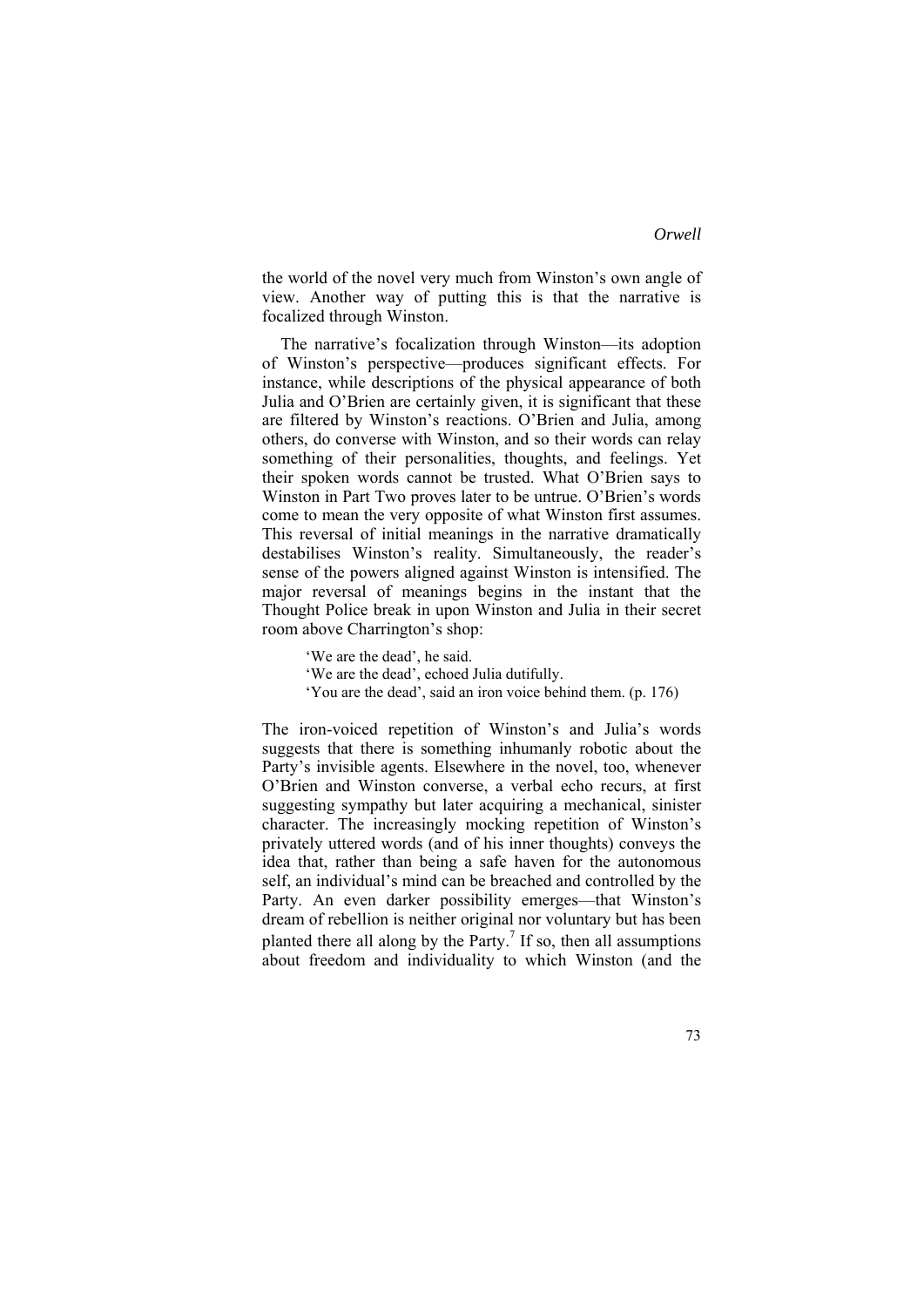the world of the novel very much from Winston's own angle of view. Another way of putting this is that the narrative is focalized through Winston.

The narrative's focalization through Winston—its adoption of Winston's perspective—produces significant effects. For instance, while descriptions of the physical appearance of both Julia and O'Brien are certainly given, it is significant that these are filtered by Winston's reactions. O'Brien and Julia, among others, do converse with Winston, and so their words can relay something of their personalities, thoughts, and feelings. Yet their spoken words cannot be trusted. What O'Brien says to Winston in Part Two proves later to be untrue. O'Brien's words come to mean the very opposite of what Winston first assumes. This reversal of initial meanings in the narrative dramatically destabilises Winston's reality. Simultaneously, the reader's sense of the powers aligned against Winston is intensified. The major reversal of meanings begins in the instant that the Thought Police break in upon Winston and Julia in their secret room above Charrington's shop:

> 'We are the dead', he said.
> 'We are the dead', echoed Julia dutifully.
> 'You are the dead', said an iron voice behind them. (p. 176)

The iron-voiced repetition of Winston's and Julia's words suggests that there is something inhumanly robotic about the Party's invisible agents. Elsewhere in the novel, too, whenever O'Brien and Winston converse, a verbal echo recurs, at first suggesting sympathy but later acquiring a mechanical, sinister character. The increasingly mocking repetition of Winston's privately uttered words (and of his inner thoughts) conveys the idea that, rather than being a safe haven for the autonomous self, an individual's mind can be breached and controlled by the Party. An even darker possibility emerges—that Winston's dream of rebellion is neither original nor voluntary but has been planted there all along by the Party.[7] If so, then all assumptions about freedom and individuality to which Winston (and the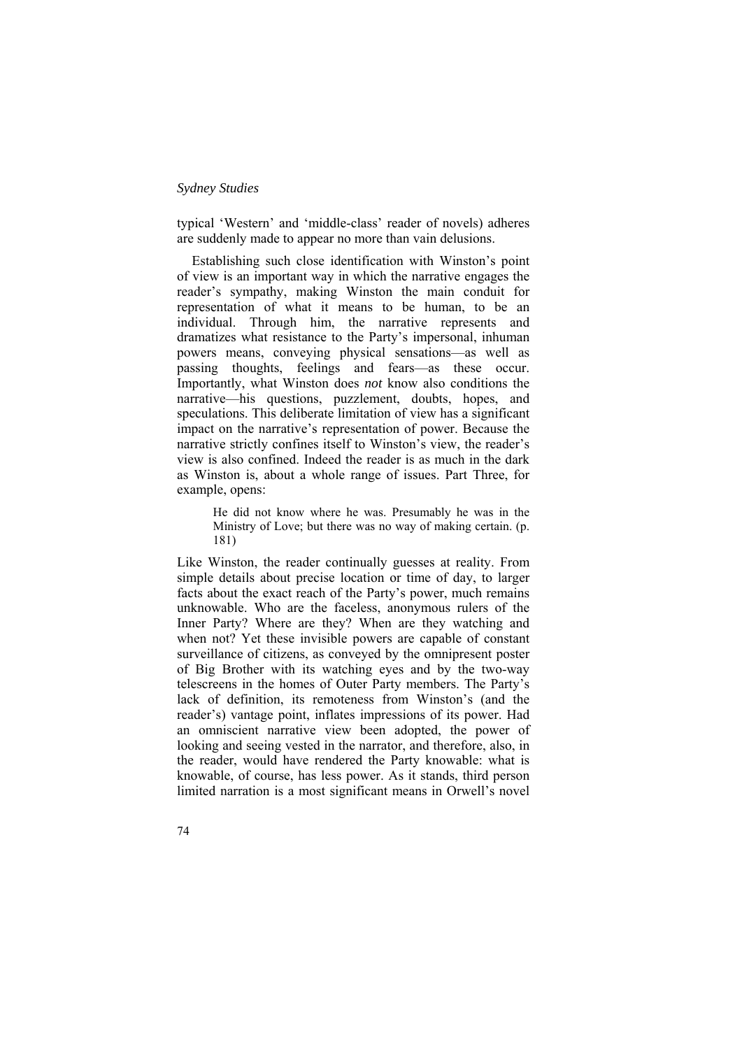typical ‘Western’ and ‘middle-class’ reader of novels) adheres are suddenly made to appear no more than vain delusions.

Establishing such close identification with Winston’s point of view is an important way in which the narrative engages the reader’s sympathy, making Winston the main conduit for representation of what it means to be human, to be an individual. Through him, the narrative represents and dramatizes what resistance to the Party’s impersonal, inhuman powers means, conveying physical sensations—as well as passing thoughts, feelings and fears—as these occur. Importantly, what Winston does *not* know also conditions the narrative—his questions, puzzlement, doubts, hopes, and speculations. This deliberate limitation of view has a significant impact on the narrative’s representation of power. Because the narrative strictly confines itself to Winston’s view, the reader’s view is also confined. Indeed the reader is as much in the dark as Winston is, about a whole range of issues. Part Three, for example, opens:

> He did not know where he was. Presumably he was in the Ministry of Love; but there was no way of making certain. (p. 181)

Like Winston, the reader continually guesses at reality. From simple details about precise location or time of day, to larger facts about the exact reach of the Party’s power, much remains unknowable. Who are the faceless, anonymous rulers of the Inner Party? Where are they? When are they watching and when not? Yet these invisible powers are capable of constant surveillance of citizens, as conveyed by the omnipresent poster of Big Brother with its watching eyes and by the two-way telescreens in the homes of Outer Party members. The Party’s lack of definition, its remoteness from Winston’s (and the reader’s) vantage point, inflates impressions of its power. Had an omniscient narrative view been adopted, the power of looking and seeing vested in the narrator, and therefore, also, in the reader, would have rendered the Party knowable: what is knowable, of course, has less power. As it stands, third person limited narration is a most significant means in Orwell’s novel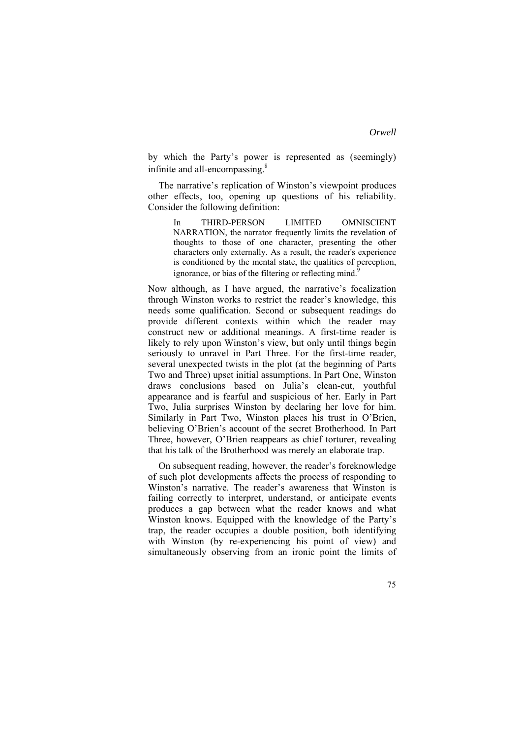by which the Party's power is represented as (seemingly) infinite and all-encompassing.[8]

The narrative's replication of Winston's viewpoint produces other effects, too, opening up questions of his reliability. Consider the following definition:

> In THIRD-PERSON LIMITED OMNISCIENT NARRATION, the narrator frequently limits the revelation of thoughts to those of one character, presenting the other characters only externally. As a result, the reader's experience is conditioned by the mental state, the qualities of perception, ignorance, or bias of the filtering or reflecting mind.[9]

Now although, as I have argued, the narrative's focalization through Winston works to restrict the reader's knowledge, this needs some qualification. Second or subsequent readings do provide different contexts within which the reader may construct new or additional meanings. A first-time reader is likely to rely upon Winston's view, but only until things begin seriously to unravel in Part Three. For the first-time reader, several unexpected twists in the plot (at the beginning of Parts Two and Three) upset initial assumptions. In Part One, Winston draws conclusions based on Julia's clean-cut, youthful appearance and is fearful and suspicious of her. Early in Part Two, Julia surprises Winston by declaring her love for him. Similarly in Part Two, Winston places his trust in O'Brien, believing O'Brien's account of the secret Brotherhood. In Part Three, however, O'Brien reappears as chief torturer, revealing that his talk of the Brotherhood was merely an elaborate trap.

On subsequent reading, however, the reader's foreknowledge of such plot developments affects the process of responding to Winston's narrative. The reader's awareness that Winston is failing correctly to interpret, understand, or anticipate events produces a gap between what the reader knows and what Winston knows. Equipped with the knowledge of the Party's trap, the reader occupies a double position, both identifying with Winston (by re-experiencing his point of view) and simultaneously observing from an ironic point the limits of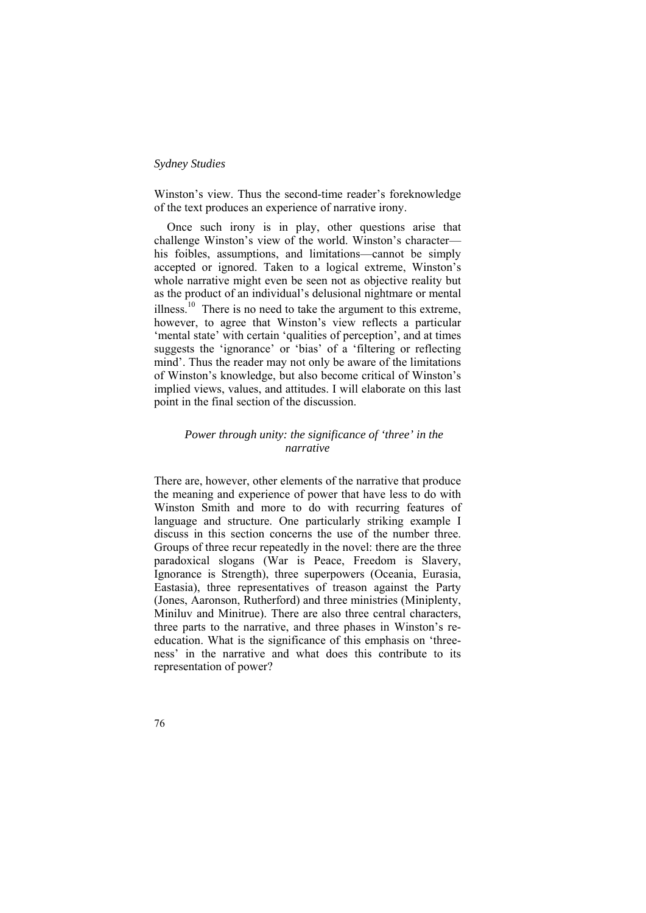Winston's view. Thus the second-time reader's foreknowledge of the text produces an experience of narrative irony.

Once such irony is in play, other questions arise that challenge Winston's view of the world. Winston's character—his foibles, assumptions, and limitations—cannot be simply accepted or ignored. Taken to a logical extreme, Winston's whole narrative might even be seen not as objective reality but as the product of an individual's delusional nightmare or mental illness.[10] There is no need to take the argument to this extreme, however, to agree that Winston's view reflects a particular 'mental state' with certain 'qualities of perception', and at times suggests the 'ignorance' or 'bias' of a 'filtering or reflecting mind'. Thus the reader may not only be aware of the limitations of Winston's knowledge, but also become critical of Winston's implied views, values, and attitudes. I will elaborate on this last point in the final section of the discussion.

### *Power through unity: the significance of 'three' in the narrative*

There are, however, other elements of the narrative that produce the meaning and experience of power that have less to do with Winston Smith and more to do with recurring features of language and structure. One particularly striking example I discuss in this section concerns the use of the number three. Groups of three recur repeatedly in the novel: there are the three paradoxical slogans (War is Peace, Freedom is Slavery, Ignorance is Strength), three superpowers (Oceania, Eurasia, Eastasia), three representatives of treason against the Party (Jones, Aaronson, Rutherford) and three ministries (Miniplenty, Miniluv and Minitrue). There are also three central characters, three parts to the narrative, and three phases in Winston's re-education. What is the significance of this emphasis on 'three-ness' in the narrative and what does this contribute to its representation of power?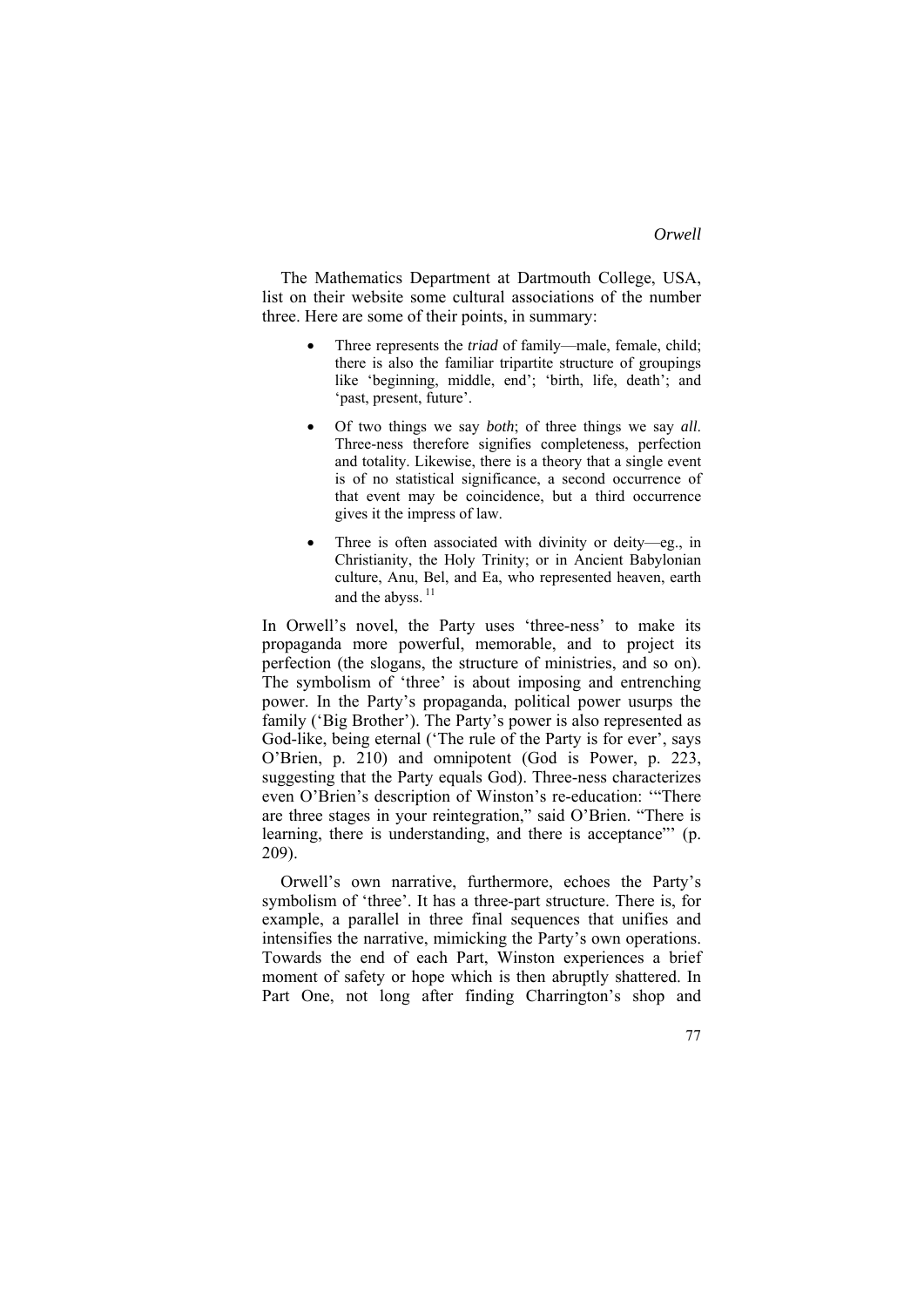The Mathematics Department at Dartmouth College, USA, list on their website some cultural associations of the number three. Here are some of their points, in summary:

- Three represents the *triad* of family—male, female, child; there is also the familiar tripartite structure of groupings like 'beginning, middle, end'; 'birth, life, death'; and 'past, present, future'.
- Of two things we say *both*; of three things we say *all*. Three-ness therefore signifies completeness, perfection and totality. Likewise, there is a theory that a single event is of no statistical significance, a second occurrence of that event may be coincidence, but a third occurrence gives it the impress of law.
- Three is often associated with divinity or deity—eg., in Christianity, the Holy Trinity; or in Ancient Babylonian culture, Anu, Bel, and Ea, who represented heaven, earth and the abyss. [11]

In Orwell's novel, the Party uses 'three-ness' to make its propaganda more powerful, memorable, and to project its perfection (the slogans, the structure of ministries, and so on). The symbolism of 'three' is about imposing and entrenching power. In the Party's propaganda, political power usurps the family ('Big Brother'). The Party's power is also represented as God-like, being eternal ('The rule of the Party is for ever', says O'Brien, p. 210) and omnipotent (God is Power, p. 223, suggesting that the Party equals God). Three-ness characterizes even O'Brien's description of Winston's re-education: '"There are three stages in your reintegration," said O'Brien. "There is learning, there is understanding, and there is acceptance"' (p. 209).

Orwell's own narrative, furthermore, echoes the Party's symbolism of 'three'. It has a three-part structure. There is, for example, a parallel in three final sequences that unifies and intensifies the narrative, mimicking the Party's own operations. Towards the end of each Part, Winston experiences a brief moment of safety or hope which is then abruptly shattered. In Part One, not long after finding Charrington's shop and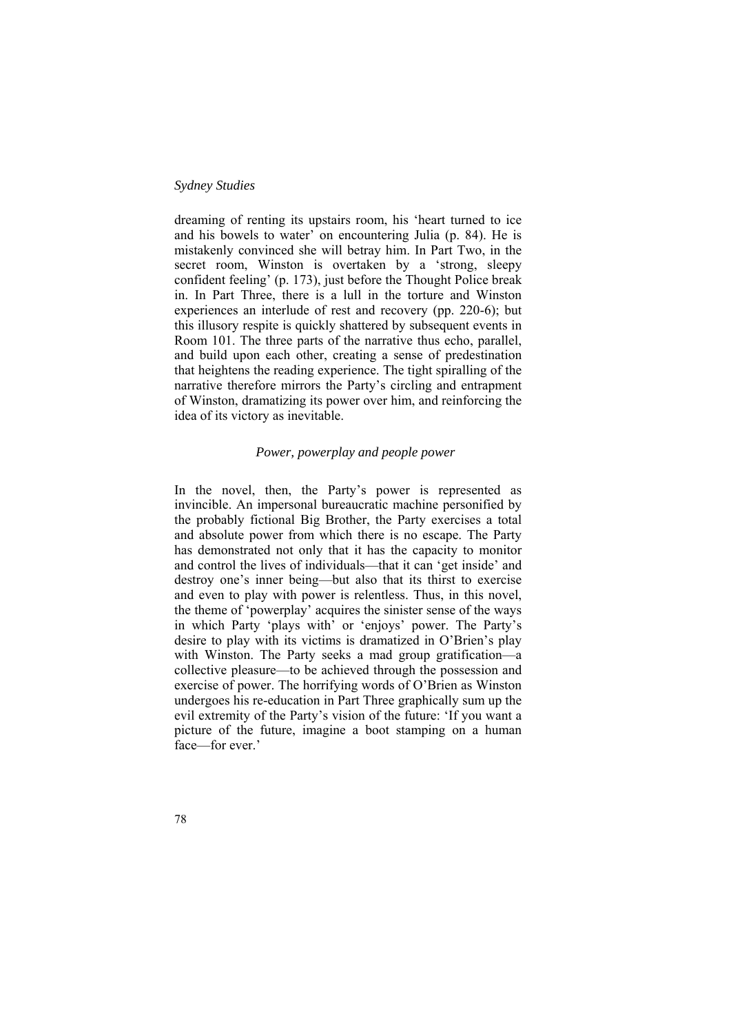dreaming of renting its upstairs room, his 'heart turned to ice and his bowels to water' on encountering Julia (p. 84). He is mistakenly convinced she will betray him. In Part Two, in the secret room, Winston is overtaken by a 'strong, sleepy confident feeling' (p. 173), just before the Thought Police break in. In Part Three, there is a lull in the torture and Winston experiences an interlude of rest and recovery (pp. 220-6); but this illusory respite is quickly shattered by subsequent events in Room 101. The three parts of the narrative thus echo, parallel, and build upon each other, creating a sense of predestination that heightens the reading experience. The tight spiralling of the narrative therefore mirrors the Party's circling and entrapment of Winston, dramatizing its power over him, and reinforcing the idea of its victory as inevitable.

### *Power, powerplay and people power*

In the novel, then, the Party's power is represented as invincible. An impersonal bureaucratic machine personified by the probably fictional Big Brother, the Party exercises a total and absolute power from which there is no escape. The Party has demonstrated not only that it has the capacity to monitor and control the lives of individuals—that it can 'get inside' and destroy one's inner being—but also that its thirst to exercise and even to play with power is relentless. Thus, in this novel, the theme of 'powerplay' acquires the sinister sense of the ways in which Party 'plays with' or 'enjoys' power. The Party's desire to play with its victims is dramatized in O'Brien's play with Winston. The Party seeks a mad group gratification—a collective pleasure—to be achieved through the possession and exercise of power. The horrifying words of O'Brien as Winston undergoes his re-education in Part Three graphically sum up the evil extremity of the Party's vision of the future: 'If you want a picture of the future, imagine a boot stamping on a human face—for ever.'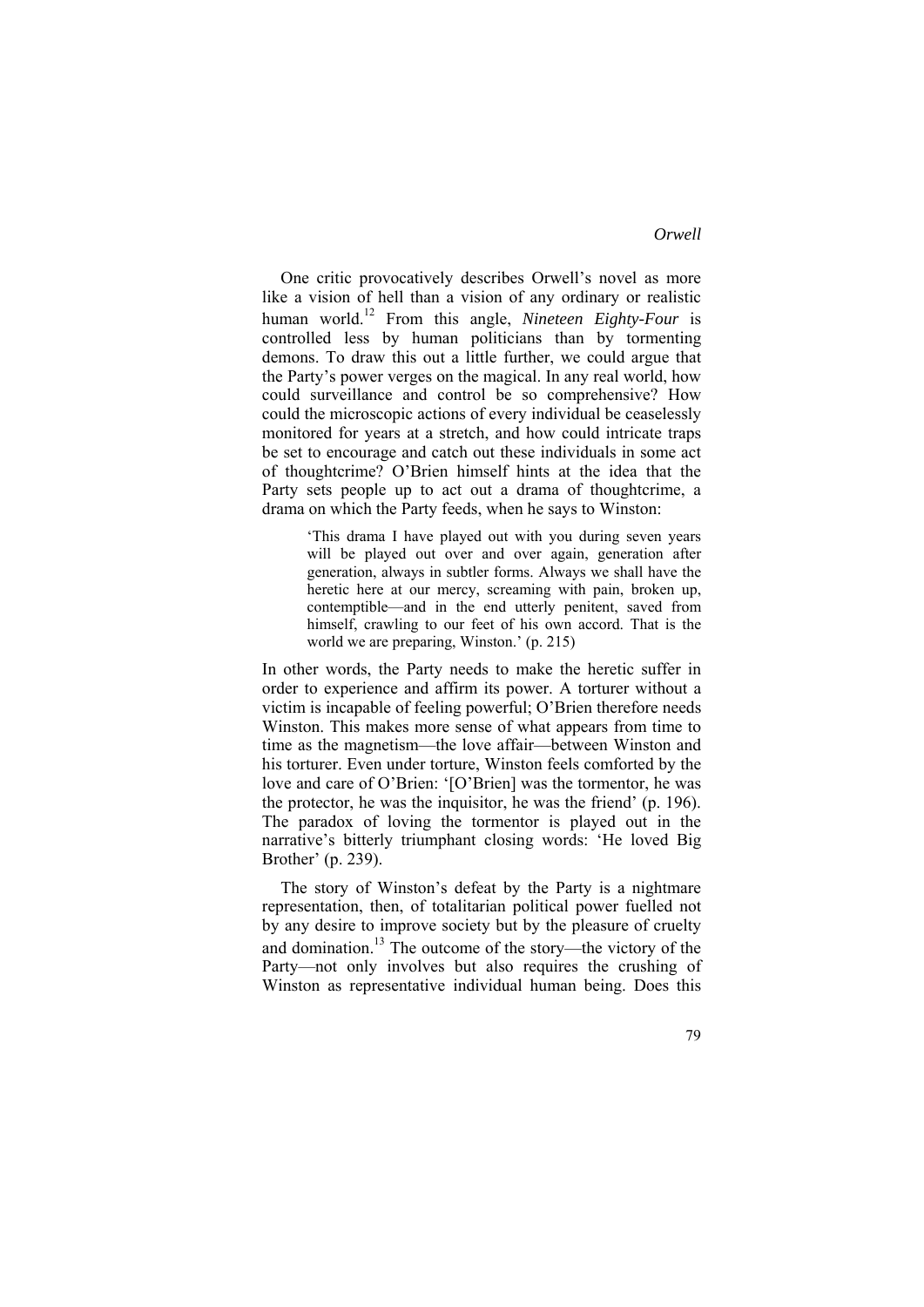One critic provocatively describes Orwell's novel as more like a vision of hell than a vision of any ordinary or realistic human world.[12] From this angle, *Nineteen Eighty-Four* is controlled less by human politicians than by tormenting demons. To draw this out a little further, we could argue that the Party's power verges on the magical. In any real world, how could surveillance and control be so comprehensive? How could the microscopic actions of every individual be ceaselessly monitored for years at a stretch, and how could intricate traps be set to encourage and catch out these individuals in some act of thoughtcrime? O'Brien himself hints at the idea that the Party sets people up to act out a drama of thoughtcrime, a drama on which the Party feeds, when he says to Winston:

> 'This drama I have played out with you during seven years will be played out over and over again, generation after generation, always in subtler forms. Always we shall have the heretic here at our mercy, screaming with pain, broken up, contemptible—and in the end utterly penitent, saved from himself, crawling to our feet of his own accord. That is the world we are preparing, Winston.' (p. 215)

In other words, the Party needs to make the heretic suffer in order to experience and affirm its power. A torturer without a victim is incapable of feeling powerful; O'Brien therefore needs Winston. This makes more sense of what appears from time to time as the magnetism—the love affair—between Winston and his torturer. Even under torture, Winston feels comforted by the love and care of O'Brien: '[O'Brien] was the tormentor, he was the protector, he was the inquisitor, he was the friend' (p. 196). The paradox of loving the tormentor is played out in the narrative's bitterly triumphant closing words: 'He loved Big Brother' (p. 239).

The story of Winston's defeat by the Party is a nightmare representation, then, of totalitarian political power fuelled not by any desire to improve society but by the pleasure of cruelty and domination.[13] The outcome of the story—the victory of the Party—not only involves but also requires the crushing of Winston as representative individual human being. Does this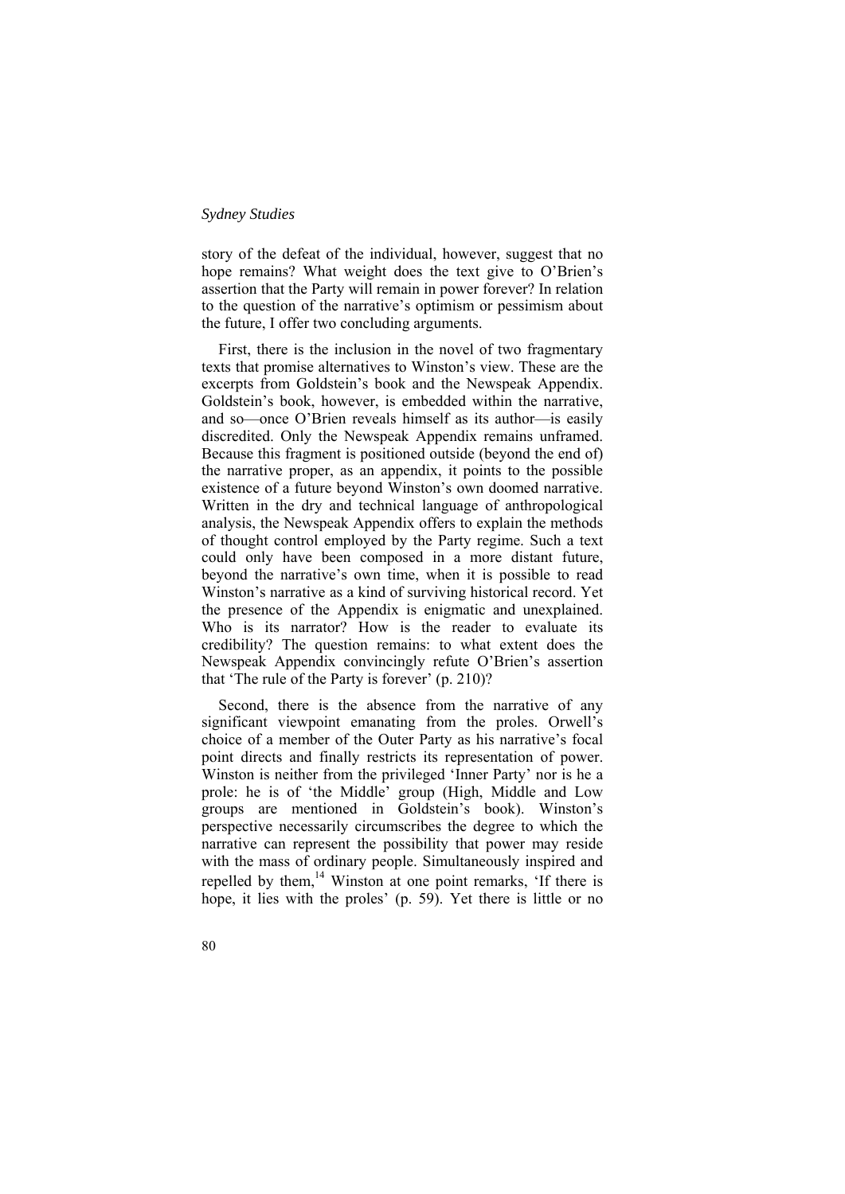story of the defeat of the individual, however, suggest that no hope remains? What weight does the text give to O'Brien's assertion that the Party will remain in power forever? In relation to the question of the narrative's optimism or pessimism about the future, I offer two concluding arguments.

First, there is the inclusion in the novel of two fragmentary texts that promise alternatives to Winston's view. These are the excerpts from Goldstein's book and the Newspeak Appendix. Goldstein's book, however, is embedded within the narrative, and so—once O'Brien reveals himself as its author—is easily discredited. Only the Newspeak Appendix remains unframed. Because this fragment is positioned outside (beyond the end of) the narrative proper, as an appendix, it points to the possible existence of a future beyond Winston's own doomed narrative. Written in the dry and technical language of anthropological analysis, the Newspeak Appendix offers to explain the methods of thought control employed by the Party regime. Such a text could only have been composed in a more distant future, beyond the narrative's own time, when it is possible to read Winston's narrative as a kind of surviving historical record. Yet the presence of the Appendix is enigmatic and unexplained. Who is its narrator? How is the reader to evaluate its credibility? The question remains: to what extent does the Newspeak Appendix convincingly refute O'Brien's assertion that 'The rule of the Party is forever' (p. 210)?

Second, there is the absence from the narrative of any significant viewpoint emanating from the proles. Orwell's choice of a member of the Outer Party as his narrative's focal point directs and finally restricts its representation of power. Winston is neither from the privileged 'Inner Party' nor is he a prole: he is of 'the Middle' group (High, Middle and Low groups are mentioned in Goldstein's book). Winston's perspective necessarily circumscribes the degree to which the narrative can represent the possibility that power may reside with the mass of ordinary people. Simultaneously inspired and repelled by them,[14] Winston at one point remarks, 'If there is hope, it lies with the proles' (p. 59). Yet there is little or no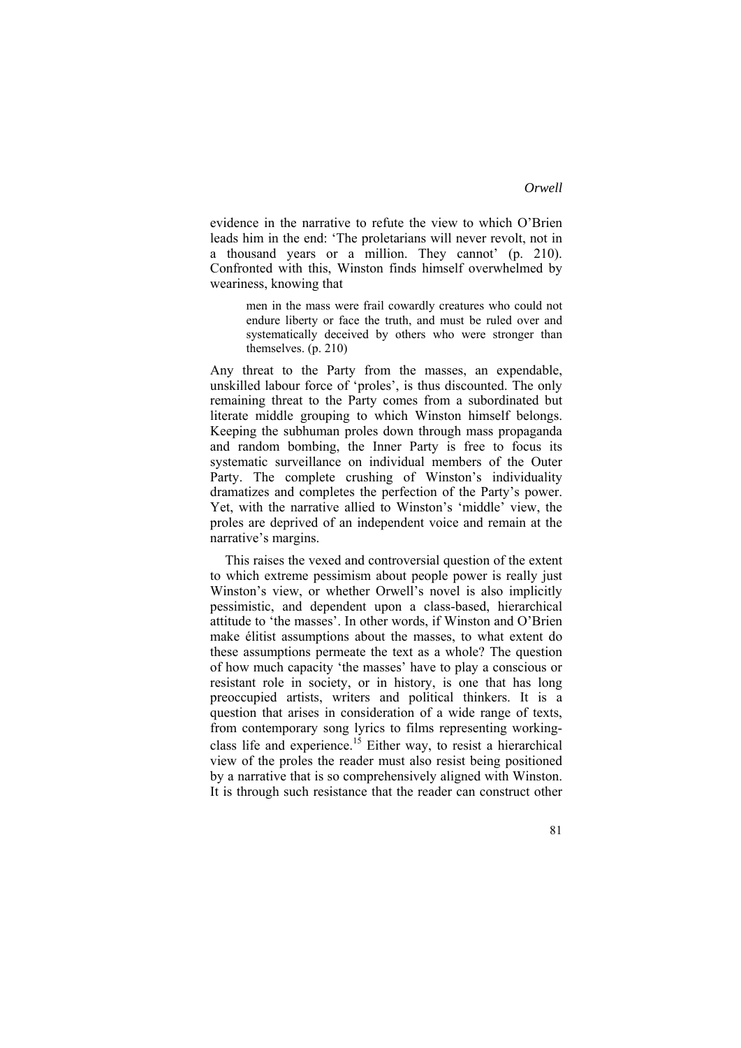evidence in the narrative to refute the view to which O'Brien leads him in the end: 'The proletarians will never revolt, not in a thousand years or a million. They cannot' (p. 210). Confronted with this, Winston finds himself overwhelmed by weariness, knowing that

> men in the mass were frail cowardly creatures who could not endure liberty or face the truth, and must be ruled over and systematically deceived by others who were stronger than themselves. (p. 210)

Any threat to the Party from the masses, an expendable, unskilled labour force of 'proles', is thus discounted. The only remaining threat to the Party comes from a subordinated but literate middle grouping to which Winston himself belongs. Keeping the subhuman proles down through mass propaganda and random bombing, the Inner Party is free to focus its systematic surveillance on individual members of the Outer Party. The complete crushing of Winston's individuality dramatizes and completes the perfection of the Party's power. Yet, with the narrative allied to Winston's 'middle' view, the proles are deprived of an independent voice and remain at the narrative's margins.

This raises the vexed and controversial question of the extent to which extreme pessimism about people power is really just Winston's view, or whether Orwell's novel is also implicitly pessimistic, and dependent upon a class-based, hierarchical attitude to 'the masses'. In other words, if Winston and O'Brien make élitist assumptions about the masses, to what extent do these assumptions permeate the text as a whole? The question of how much capacity 'the masses' have to play a conscious or resistant role in society, or in history, is one that has long preoccupied artists, writers and political thinkers. It is a question that arises in consideration of a wide range of texts, from contemporary song lyrics to films representing working-class life and experience.[15] Either way, to resist a hierarchical view of the proles the reader must also resist being positioned by a narrative that is so comprehensively aligned with Winston. It is through such resistance that the reader can construct other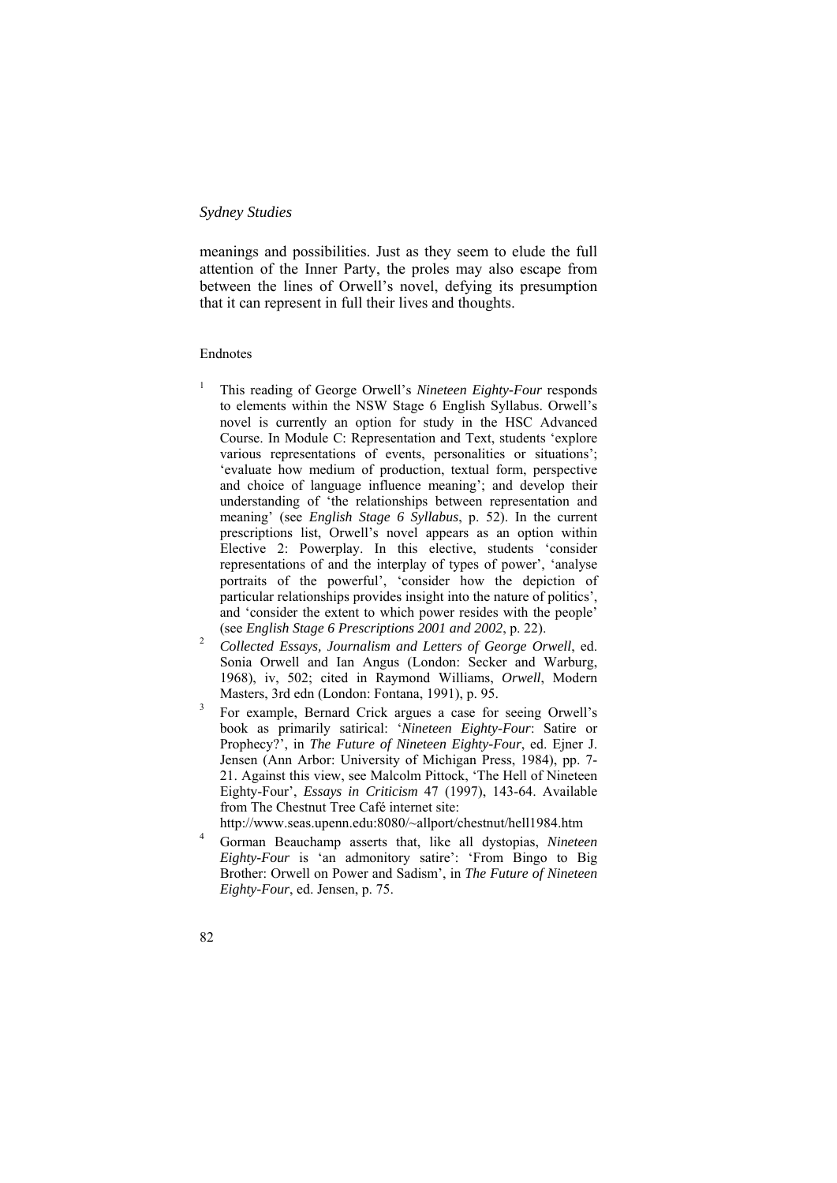meanings and possibilities. Just as they seem to elude the full attention of the Inner Party, the proles may also escape from between the lines of Orwell's novel, defying its presumption that it can represent in full their lives and thoughts.

Endnotes

[1] This reading of George Orwell's *Nineteen Eighty-Four* responds to elements within the NSW Stage 6 English Syllabus. Orwell's novel is currently an option for study in the HSC Advanced Course. In Module C: Representation and Text, students 'explore various representations of events, personalities or situations'; 'evaluate how medium of production, textual form, perspective and choice of language influence meaning'; and develop their understanding of 'the relationships between representation and meaning' (see *English Stage 6 Syllabus*, p. 52). In the current prescriptions list, Orwell's novel appears as an option within Elective 2: Powerplay. In this elective, students 'consider representations of and the interplay of types of power', 'analyse portraits of the powerful', 'consider how the depiction of particular relationships provides insight into the nature of politics', and 'consider the extent to which power resides with the people' (see *English Stage 6 Prescriptions 2001 and 2002*, p. 22).

[2] *Collected Essays, Journalism and Letters of George Orwell*, ed. Sonia Orwell and Ian Angus (London: Secker and Warburg, 1968), iv, 502; cited in Raymond Williams, *Orwell*, Modern Masters, 3rd edn (London: Fontana, 1991), p. 95.

[3] For example, Bernard Crick argues a case for seeing Orwell's book as primarily satirical: '*Nineteen Eighty-Four*: Satire or Prophecy?', in *The Future of Nineteen Eighty-Four*, ed. Ejner J. Jensen (Ann Arbor: University of Michigan Press, 1984), pp. 7-21. Against this view, see Malcolm Pittock, 'The Hell of Nineteen Eighty-Four', *Essays in Criticism* 47 (1997), 143-64. Available from The Chestnut Tree Café internet site: http://www.seas.upenn.edu:8080/~allport/chestnut/hell1984.htm

[4] Gorman Beauchamp asserts that, like all dystopias, *Nineteen Eighty-Four* is 'an admonitory satire': 'From Bingo to Big Brother: Orwell on Power and Sadism', in *The Future of Nineteen Eighty-Four*, ed. Jensen, p. 75.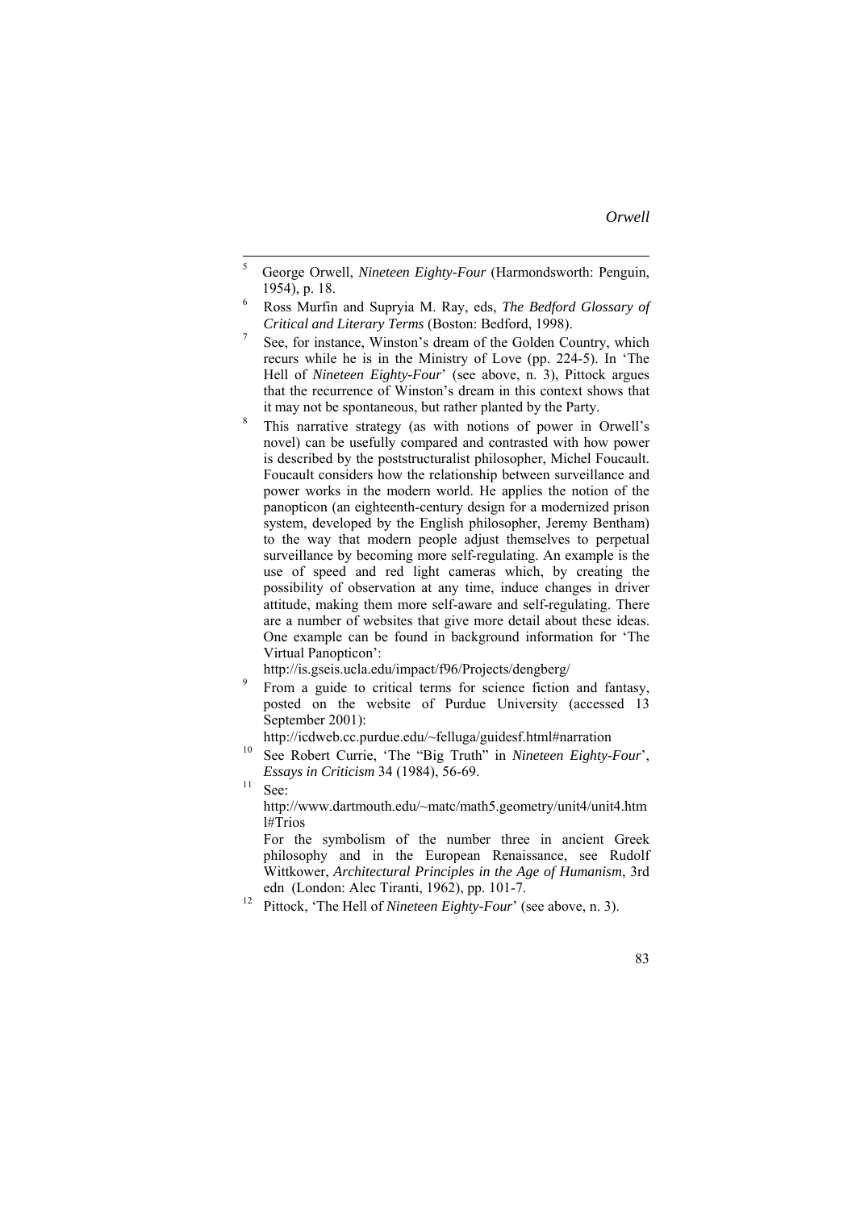[5] George Orwell, *Nineteen Eighty-Four* (Harmondsworth: Penguin, 1954), p. 18.

[6] Ross Murfin and Supryia M. Ray, eds, *The Bedford Glossary of Critical and Literary Terms* (Boston: Bedford, 1998).

[7] See, for instance, Winston's dream of the Golden Country, which recurs while he is in the Ministry of Love (pp. 224-5). In 'The Hell of *Nineteen Eighty-Four*' (see above, n. 3), Pittock argues that the recurrence of Winston's dream in this context shows that it may not be spontaneous, but rather planted by the Party.

[8] This narrative strategy (as with notions of power in Orwell's novel) can be usefully compared and contrasted with how power is described by the poststructuralist philosopher, Michel Foucault. Foucault considers how the relationship between surveillance and power works in the modern world. He applies the notion of the panopticon (an eighteenth-century design for a modernized prison system, developed by the English philosopher, Jeremy Bentham) to the way that modern people adjust themselves to perpetual surveillance by becoming more self-regulating. An example is the use of speed and red light cameras which, by creating the possibility of observation at any time, induce changes in driver attitude, making them more self-aware and self-regulating. There are a number of websites that give more detail about these ideas. One example can be found in background information for 'The Virtual Panopticon':
http://is.gseis.ucla.edu/impact/f96/Projects/dengberg/

[9] From a guide to critical terms for science fiction and fantasy, posted on the website of Purdue University (accessed 13 September 2001):
http://icdweb.cc.purdue.edu/~felluga/guidesf.html#narration

[10] See Robert Currie, 'The "Big Truth" in *Nineteen Eighty-Four*', *Essays in Criticism* 34 (1984), 56-69.

[11] See:
http://www.dartmouth.edu/~matc/math5.geometry/unit4/unit4.html#Trios
For the symbolism of the number three in ancient Greek philosophy and in the European Renaissance, see Rudolf Wittkower, *Architectural Principles in the Age of Humanism*, 3rd edn (London: Alec Tiranti, 1962), pp. 101-7.

[12] Pittock, 'The Hell of *Nineteen Eighty-Four*' (see above, n. 3).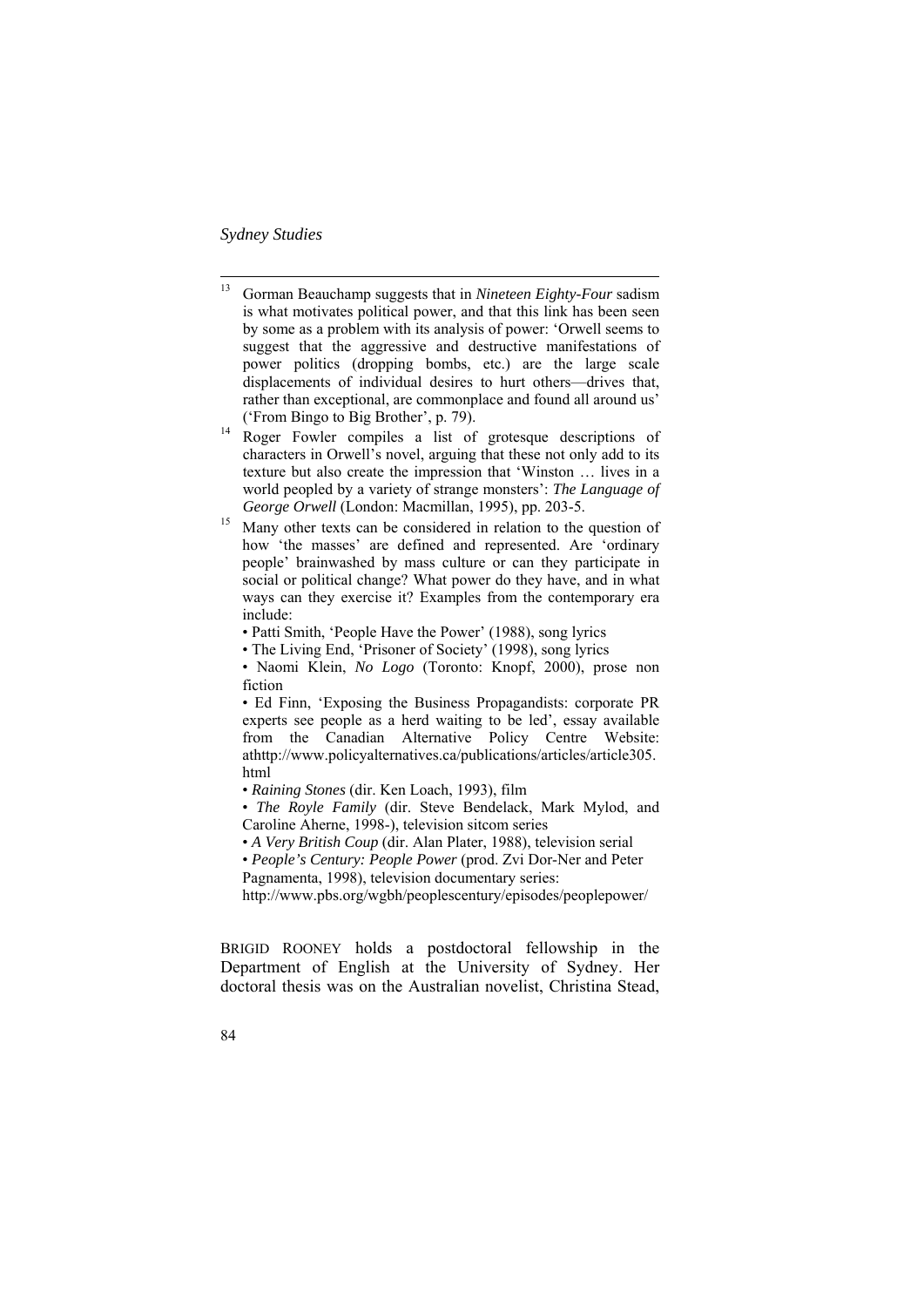[13] Gorman Beauchamp suggests that in *Nineteen Eighty-Four* sadism is what motivates political power, and that this link has been seen by some as a problem with its analysis of power: 'Orwell seems to suggest that the aggressive and destructive manifestations of power politics (dropping bombs, etc.) are the large scale displacements of individual desires to hurt others—drives that, rather than exceptional, are commonplace and found all around us' ('From Bingo to Big Brother', p. 79).

[14] Roger Fowler compiles a list of grotesque descriptions of characters in Orwell's novel, arguing that these not only add to its texture but also create the impression that 'Winston … lives in a world peopled by a variety of strange monsters': *The Language of George Orwell* (London: Macmillan, 1995), pp. 203-5.

[15] Many other texts can be considered in relation to the question of how 'the masses' are defined and represented. Are 'ordinary people' brainwashed by mass culture or can they participate in social or political change? What power do they have, and in what ways can they exercise it? Examples from the contemporary era include:

• Patti Smith, 'People Have the Power' (1988), song lyrics

• The Living End, 'Prisoner of Society' (1998), song lyrics

• Naomi Klein, *No Logo* (Toronto: Knopf, 2000), prose non fiction

• Ed Finn, 'Exposing the Business Propagandists: corporate PR experts see people as a herd waiting to be led', essay available from the Canadian Alternative Policy Centre Website: athttp://www.policyalternatives.ca/publications/articles/article305.html

• *Raining Stones* (dir. Ken Loach, 1993), film

• *The Royle Family* (dir. Steve Bendelack, Mark Mylod, and Caroline Aherne, 1998-), television sitcom series

• *A Very British Coup* (dir. Alan Plater, 1988), television serial

• *People's Century: People Power* (prod. Zvi Dor-Ner and Peter Pagnamenta, 1998), television documentary series: http://www.pbs.org/wgbh/peoplescentury/episodes/peoplepower/

BRIGID ROONEY holds a postdoctoral fellowship in the Department of English at the University of Sydney. Her doctoral thesis was on the Australian novelist, Christina Stead,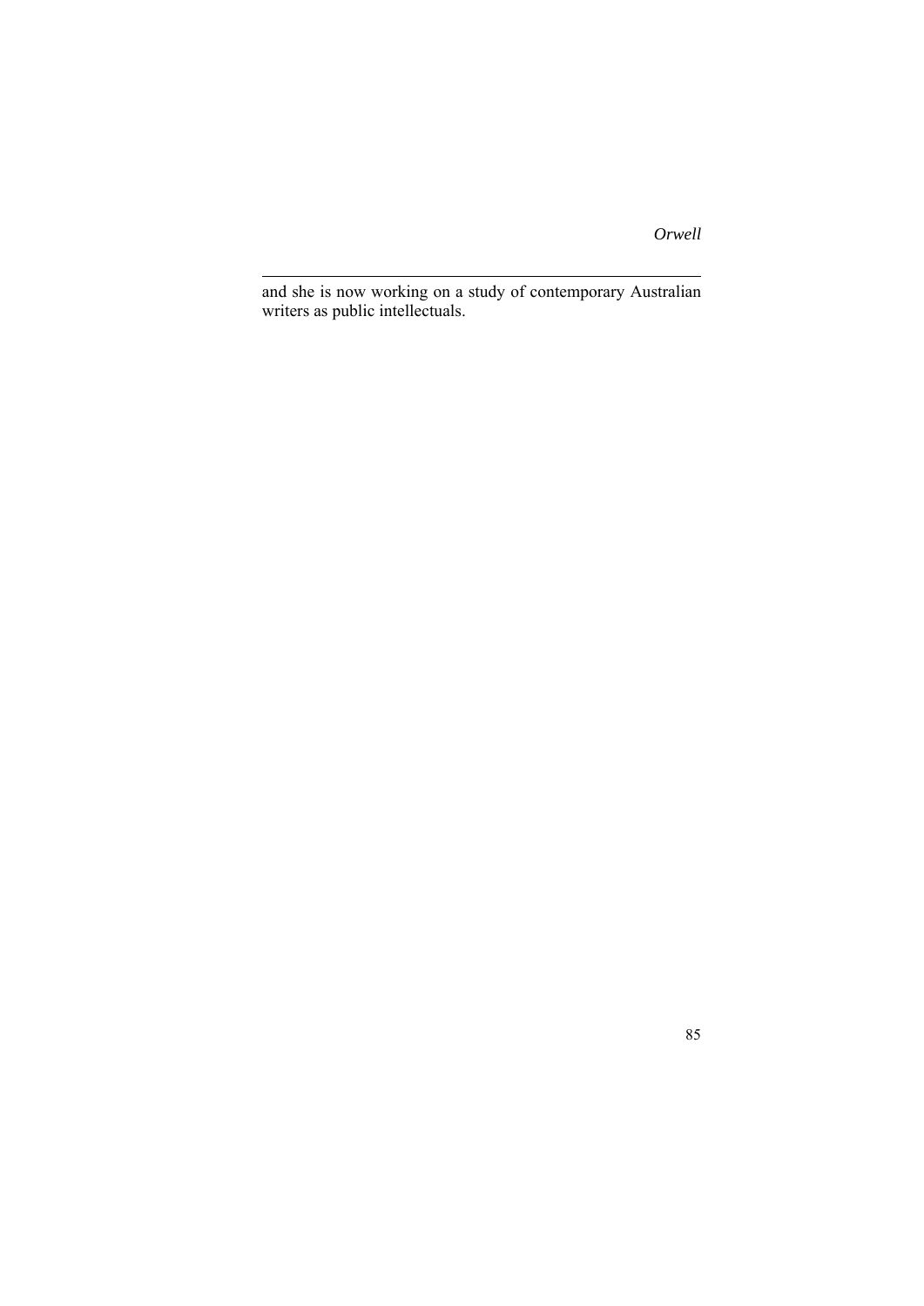and she is now working on a study of contemporary Australian writers as public intellectuals.